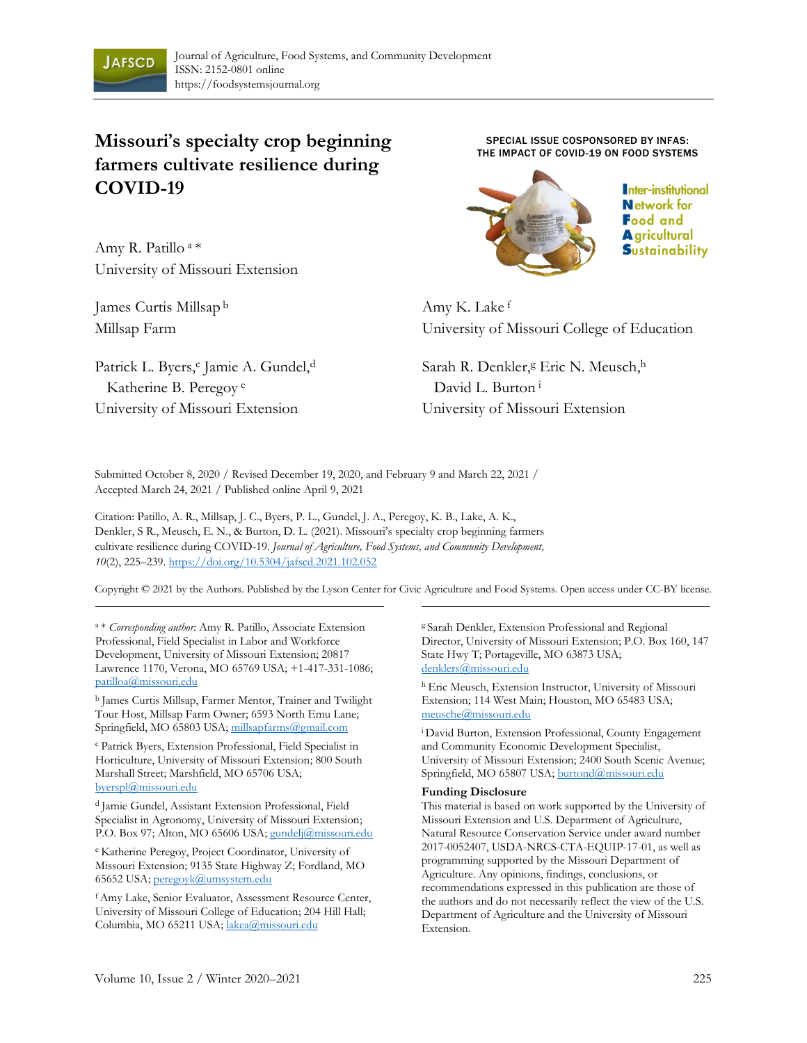# Missouri's specialty crop beginning farmers cultivate resilience during COVID-19

SPECIAL ISSUE COSPONSORED BY INFAS: THE IMPACT OF COVID-19 ON FOOD SYSTEMS

Inter-institutional Network for Food and Agricultural Sustainability

Amy R. Patillo [a] *
University of Missouri Extension

James Curtis Millsap [b]
Millsap Farm

Patrick L. Byers,[c] Jamie A. Gundel,[d] Katherine B. Peregoy [e]
University of Missouri Extension

Amy K. Lake [f]
University of Missouri College of Education

Sarah R. Denkler,[g] Eric N. Meusch,[h] David L. Burton [i]
University of Missouri Extension

Submitted October 8, 2020 / Revised December 19, 2020, and February 9 and March 22, 2021 / Accepted March 24, 2021 / Published online April 9, 2021

Citation: Patillo, A. R., Millsap, J. C., Byers, P. L., Gundel, J. A., Peregoy, K. B., Lake, A. K., Denkler, S R., Meusch, E. N., & Burton, D. L. (2021). Missouri's specialty crop beginning farmers cultivate resilience during COVID-19. *Journal of Agriculture, Food Systems, and Community Development, 10*(2), 225–239. https://doi.org/10.5304/jafscd.2021.102.052

Copyright © 2021 by the Authors. Published by the Lyson Center for Civic Agriculture and Food Systems. Open access under CC-BY license.

---

[a] * *Corresponding author:* Amy R. Patillo, Associate Extension Professional, Field Specialist in Labor and Workforce Development, University of Missouri Extension; 20817 Lawrence 1170, Verona, MO 65769 USA; +1-417-331-1086; patilloa@missouri.edu

[b] James Curtis Millsap, Farmer Mentor, Trainer and Twilight Tour Host, Millsap Farm Owner; 6593 North Emu Lane; Springfield, MO 65803 USA; millsapfarms@gmail.com

[c] Patrick Byers, Extension Professional, Field Specialist in Horticulture, University of Missouri Extension; 800 South Marshall Street; Marshfield, MO 65706 USA; byerspl@missouri.edu

[d] Jamie Gundel, Assistant Extension Professional, Field Specialist in Agronomy, University of Missouri Extension; P.O. Box 97; Alton, MO 65606 USA; gundelj@missouri.edu

[e] Katherine Peregoy, Project Coordinator, University of Missouri Extension; 9135 State Highway Z; Fordland, MO 65652 USA; peregoyk@umsystem.edu

[f] Amy Lake, Senior Evaluator, Assessment Resource Center, University of Missouri College of Education; 204 Hill Hall; Columbia, MO 65211 USA; lakea@missouri.edu

[g] Sarah Denkler, Extension Professional and Regional Director, University of Missouri Extension; P.O. Box 160, 147 State Hwy T; Portageville, MO 63873 USA; denklers@missouri.edu

[h] Eric Meusch, Extension Instructor, University of Missouri Extension; 114 West Main; Houston, MO 65483 USA; meusche@missouri.edu

[i] David Burton, Extension Professional, County Engagement and Community Economic Development Specialist, University of Missouri Extension; 2400 South Scenic Avenue; Springfield, MO 65807 USA; burtond@missouri.edu

**Funding Disclosure**

This material is based on work supported by the University of Missouri Extension and U.S. Department of Agriculture, Natural Resource Conservation Service under award number 2017-0052407, USDA-NRCS-CTA-EQUIP-17-01, as well as programming supported by the Missouri Department of Agriculture. Any opinions, findings, conclusions, or recommendations expressed in this publication are those of the authors and do not necessarily reflect the view of the U.S. Department of Agriculture and the University of Missouri Extension.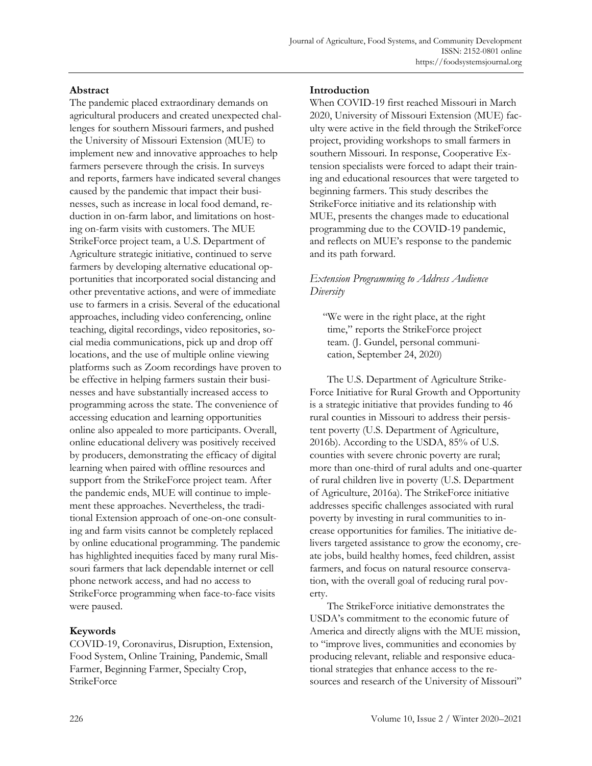## Abstract

The pandemic placed extraordinary demands on agricultural producers and created unexpected challenges for southern Missouri farmers, and pushed the University of Missouri Extension (MUE) to implement new and innovative approaches to help farmers persevere through the crisis. In surveys and reports, farmers have indicated several changes caused by the pandemic that impact their businesses, such as increase in local food demand, reduction in on-farm labor, and limitations on hosting on-farm visits with customers. The MUE StrikeForce project team, a U.S. Department of Agriculture strategic initiative, continued to serve farmers by developing alternative educational opportunities that incorporated social distancing and other preventative actions, and were of immediate use to farmers in a crisis. Several of the educational approaches, including video conferencing, online teaching, digital recordings, video repositories, social media communications, pick up and drop off locations, and the use of multiple online viewing platforms such as Zoom recordings have proven to be effective in helping farmers sustain their businesses and have substantially increased access to programming across the state. The convenience of accessing education and learning opportunities online also appealed to more participants. Overall, online educational delivery was positively received by producers, demonstrating the efficacy of digital learning when paired with offline resources and support from the StrikeForce project team. After the pandemic ends, MUE will continue to implement these approaches. Nevertheless, the traditional Extension approach of one-on-one consulting and farm visits cannot be completely replaced by online educational programming. The pandemic has highlighted inequities faced by many rural Missouri farmers that lack dependable internet or cell phone network access, and had no access to StrikeForce programming when face-to-face visits were paused.

## Keywords

COVID-19, Coronavirus, Disruption, Extension, Food System, Online Training, Pandemic, Small Farmer, Beginning Farmer, Specialty Crop, StrikeForce

## Introduction

When COVID-19 first reached Missouri in March 2020, University of Missouri Extension (MUE) faculty were active in the field through the StrikeForce project, providing workshops to small farmers in southern Missouri. In response, Cooperative Extension specialists were forced to adapt their training and educational resources that were targeted to beginning farmers. This study describes the StrikeForce initiative and its relationship with MUE, presents the changes made to educational programming due to the COVID-19 pandemic, and reflects on MUE's response to the pandemic and its path forward.

### *Extension Programming to Address Audience Diversity*

> "We were in the right place, at the right time," reports the StrikeForce project team. (J. Gundel, personal communication, September 24, 2020)

The U.S. Department of Agriculture StrikeForce Initiative for Rural Growth and Opportunity is a strategic initiative that provides funding to 46 rural counties in Missouri to address their persistent poverty (U.S. Department of Agriculture, 2016b). According to the USDA, 85% of U.S. counties with severe chronic poverty are rural; more than one-third of rural adults and one-quarter of rural children live in poverty (U.S. Department of Agriculture, 2016a). The StrikeForce initiative addresses specific challenges associated with rural poverty by investing in rural communities to increase opportunities for families. The initiative delivers targeted assistance to grow the economy, create jobs, build healthy homes, feed children, assist farmers, and focus on natural resource conservation, with the overall goal of reducing rural poverty.

The StrikeForce initiative demonstrates the USDA's commitment to the economic future of America and directly aligns with the MUE mission, to "improve lives, communities and economies by producing relevant, reliable and responsive educational strategies that enhance access to the resources and research of the University of Missouri"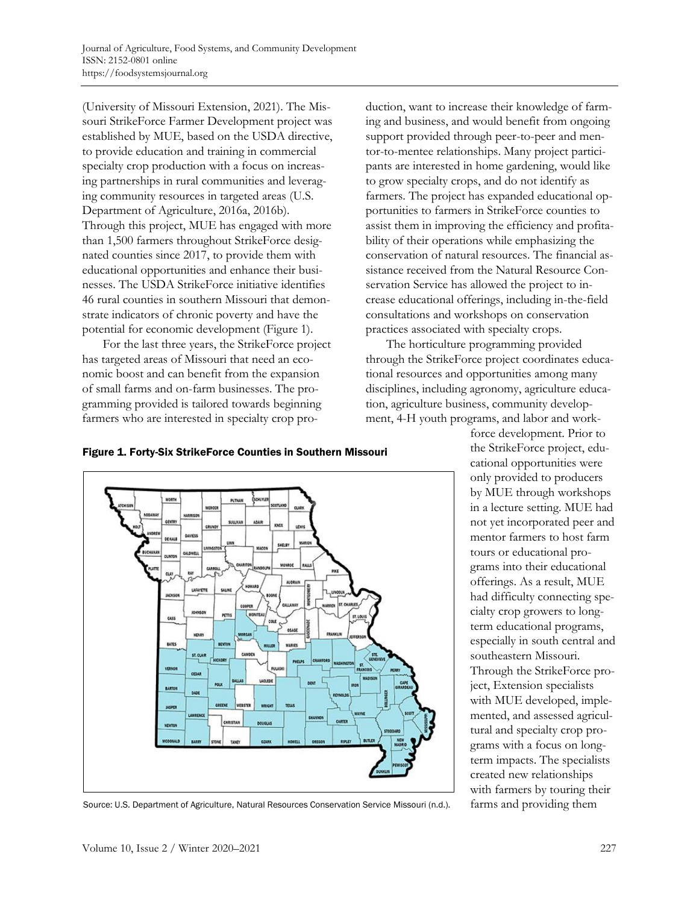(University of Missouri Extension, 2021). The Missouri StrikeForce Farmer Development project was established by MUE, based on the USDA directive, to provide education and training in commercial specialty crop production with a focus on increasing partnerships in rural communities and leveraging community resources in targeted areas (U.S. Department of Agriculture, 2016a, 2016b). Through this project, MUE has engaged with more than 1,500 farmers throughout StrikeForce designated counties since 2017, to provide them with educational opportunities and enhance their businesses. The USDA StrikeForce initiative identifies 46 rural counties in southern Missouri that demonstrate indicators of chronic poverty and have the potential for economic development (Figure 1).

For the last three years, the StrikeForce project has targeted areas of Missouri that need an economic boost and can benefit from the expansion of small farms and on-farm businesses. The programming provided is tailored towards beginning farmers who are interested in specialty crop production, want to increase their knowledge of farming and business, and would benefit from ongoing support provided through peer-to-peer and mentor-to-mentee relationships. Many project participants are interested in home gardening, would like to grow specialty crops, and do not identify as farmers. The project has expanded educational opportunities to farmers in StrikeForce counties to assist them in improving the efficiency and profitability of their operations while emphasizing the conservation of natural resources. The financial assistance received from the Natural Resource Conservation Service has allowed the project to increase educational offerings, including in-the-field consultations and workshops on conservation practices associated with specialty crops.

The horticulture programming provided through the StrikeForce project coordinates educational resources and opportunities among many disciplines, including agronomy, agriculture education, agriculture business, community development, 4-H youth programs, and labor and workforce development. Prior to the StrikeForce project, educational opportunities were only provided to producers by MUE through workshops in a lecture setting. MUE had not yet incorporated peer and mentor farmers to host farm tours or educational programs into their educational offerings. As a result, MUE had difficulty connecting specialty crop growers to long-term educational programs, especially in south central and southeastern Missouri. Through the StrikeForce project, Extension specialists with MUE developed, implemented, and assessed agricultural and specialty crop programs with a focus on long-term impacts. The specialists created new relationships with farmers by touring their farms and providing them

**Figure 1. Forty-Six StrikeForce Counties in Southern Missouri**

Source: U.S. Department of Agriculture, Natural Resources Conservation Service Missouri (n.d.).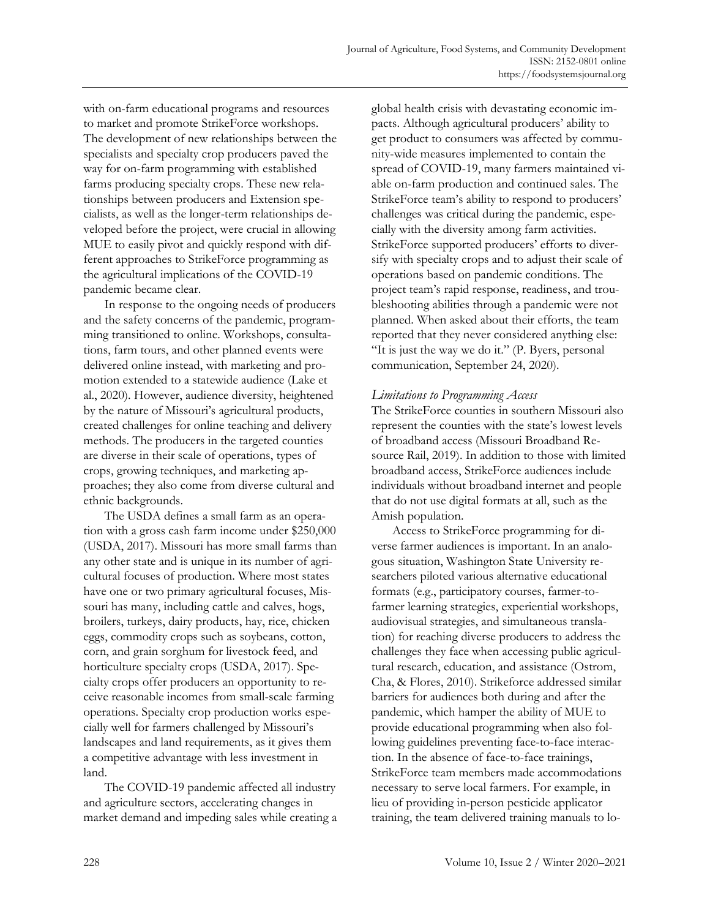with on-farm educational programs and resources to market and promote StrikeForce workshops. The development of new relationships between the specialists and specialty crop producers paved the way for on-farm programming with established farms producing specialty crops. These new relationships between producers and Extension specialists, as well as the longer-term relationships developed before the project, were crucial in allowing MUE to easily pivot and quickly respond with different approaches to StrikeForce programming as the agricultural implications of the COVID-19 pandemic became clear.

In response to the ongoing needs of producers and the safety concerns of the pandemic, programming transitioned to online. Workshops, consultations, farm tours, and other planned events were delivered online instead, with marketing and promotion extended to a statewide audience (Lake et al., 2020). However, audience diversity, heightened by the nature of Missouri's agricultural products, created challenges for online teaching and delivery methods. The producers in the targeted counties are diverse in their scale of operations, types of crops, growing techniques, and marketing approaches; they also come from diverse cultural and ethnic backgrounds.

The USDA defines a small farm as an operation with a gross cash farm income under $250,000 (USDA, 2017). Missouri has more small farms than any other state and is unique in its number of agricultural focuses of production. Where most states have one or two primary agricultural focuses, Missouri has many, including cattle and calves, hogs, broilers, turkeys, dairy products, hay, rice, chicken eggs, commodity crops such as soybeans, cotton, corn, and grain sorghum for livestock feed, and horticulture specialty crops (USDA, 2017). Specialty crops offer producers an opportunity to receive reasonable incomes from small-scale farming operations. Specialty crop production works especially well for farmers challenged by Missouri's landscapes and land requirements, as it gives them a competitive advantage with less investment in land.

The COVID-19 pandemic affected all industry and agriculture sectors, accelerating changes in market demand and impeding sales while creating a global health crisis with devastating economic impacts. Although agricultural producers' ability to get product to consumers was affected by community-wide measures implemented to contain the spread of COVID-19, many farmers maintained viable on-farm production and continued sales. The StrikeForce team's ability to respond to producers' challenges was critical during the pandemic, especially with the diversity among farm activities. StrikeForce supported producers' efforts to diversify with specialty crops and to adjust their scale of operations based on pandemic conditions. The project team's rapid response, readiness, and troubleshooting abilities through a pandemic were not planned. When asked about their efforts, the team reported that they never considered anything else: "It is just the way we do it." (P. Byers, personal communication, September 24, 2020).

### *Limitations to Programming Access*

The StrikeForce counties in southern Missouri also represent the counties with the state's lowest levels of broadband access (Missouri Broadband Resource Rail, 2019). In addition to those with limited broadband access, StrikeForce audiences include individuals without broadband internet and people that do not use digital formats at all, such as the Amish population.

Access to StrikeForce programming for diverse farmer audiences is important. In an analogous situation, Washington State University researchers piloted various alternative educational formats (e.g., participatory courses, farmer-to-farmer learning strategies, experiential workshops, audiovisual strategies, and simultaneous translation) for reaching diverse producers to address the challenges they face when accessing public agricultural research, education, and assistance (Ostrom, Cha, & Flores, 2010). Strikeforce addressed similar barriers for audiences both during and after the pandemic, which hamper the ability of MUE to provide educational programming when also following guidelines preventing face-to-face interaction. In the absence of face-to-face trainings, StrikeForce team members made accommodations necessary to serve local farmers. For example, in lieu of providing in-person pesticide applicator training, the team delivered training manuals to lo-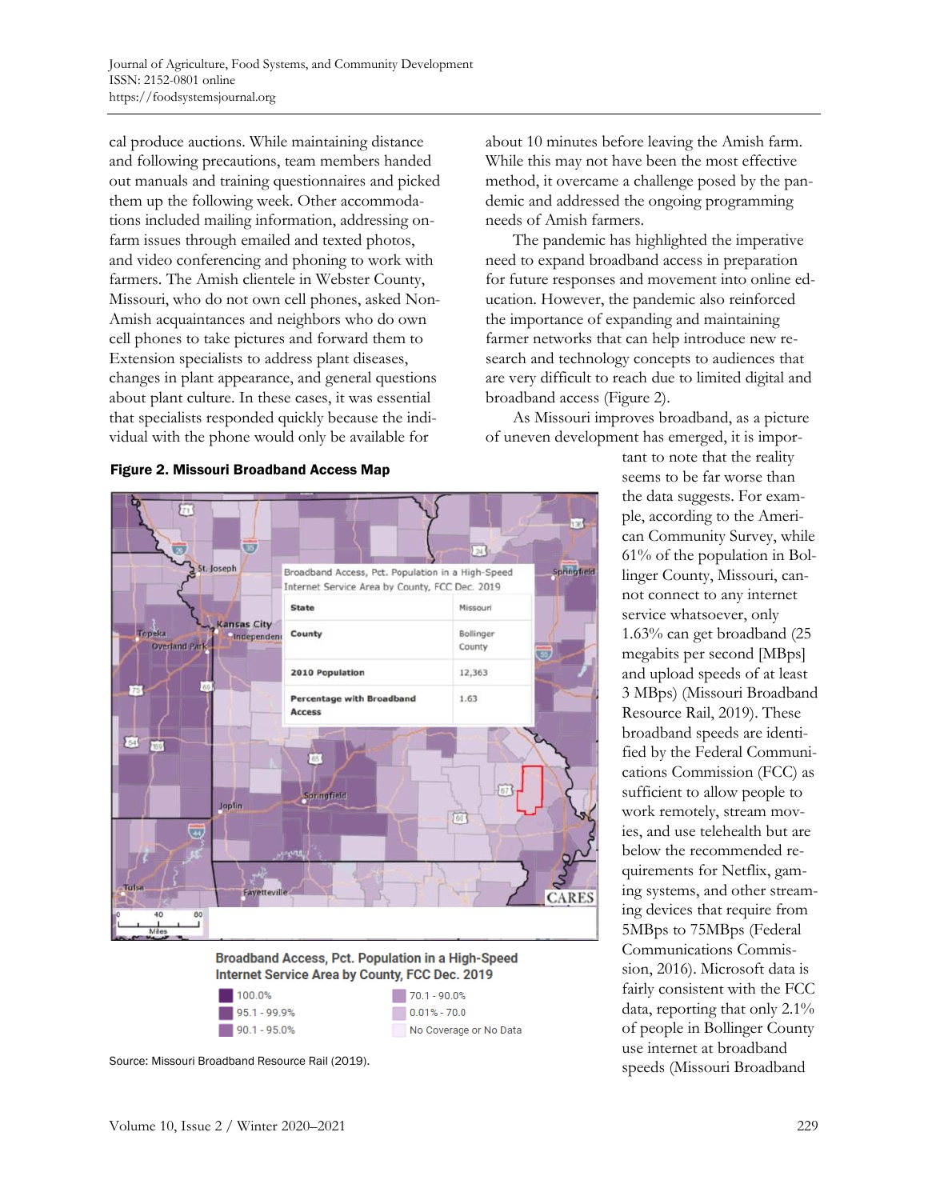cal produce auctions. While maintaining distance and following precautions, team members handed out manuals and training questionnaires and picked them up the following week. Other accommodations included mailing information, addressing on-farm issues through emailed and texted photos, and video conferencing and phoning to work with farmers. The Amish clientele in Webster County, Missouri, who do not own cell phones, asked Non-Amish acquaintances and neighbors who do own cell phones to take pictures and forward them to Extension specialists to address plant diseases, changes in plant appearance, and general questions about plant culture. In these cases, it was essential that specialists responded quickly because the individual with the phone would only be available for about 10 minutes before leaving the Amish farm. While this may not have been the most effective method, it overcame a challenge posed by the pandemic and addressed the ongoing programming needs of Amish farmers.

The pandemic has highlighted the imperative need to expand broadband access in preparation for future responses and movement into online education. However, the pandemic also reinforced the importance of expanding and maintaining farmer networks that can help introduce new research and technology concepts to audiences that are very difficult to reach due to limited digital and broadband access (Figure 2).

As Missouri improves broadband, as a picture of uneven development has emerged, it is important to note that the reality seems to be far worse than the data suggests. For example, according to the American Community Survey, while 61% of the population in Bollinger County, Missouri, cannot connect to any internet service whatsoever, only 1.63% can get broadband (25 megabits per second [MBps] and upload speeds of at least 3 MBps) (Missouri Broadband Resource Rail, 2019). These broadband speeds are identified by the Federal Communications Commission (FCC) as sufficient to allow people to work remotely, stream movies, and use telehealth but are below the recommended requirements for Netflix, gaming systems, and other streaming devices that require from 5MBps to 75MBps (Federal Communications Commission, 2016). Microsoft data is fairly consistent with the FCC data, reporting that only 2.1% of people in Bollinger County use internet at broadband speeds (Missouri Broadband

**Figure 2. Missouri Broadband Access Map**

Broadband Access, Pct. Population in a High-Speed Internet Service Area by County, FCC Dec. 2019

| State | Missouri |
|---|---|
| County | Bollinger County |
| 2010 Population | 12,363 |
| Percentage with Broadband Access | 1.63 |

Broadband Access, Pct. Population in a High-Speed Internet Service Area by County, FCC Dec. 2019

- 100.0%
- 95.1 - 99.9%
- 90.1 - 95.0%
- 70.1 - 90.0%
- 0.01% - 70.0
- No Coverage or No Data

Source: Missouri Broadband Resource Rail (2019).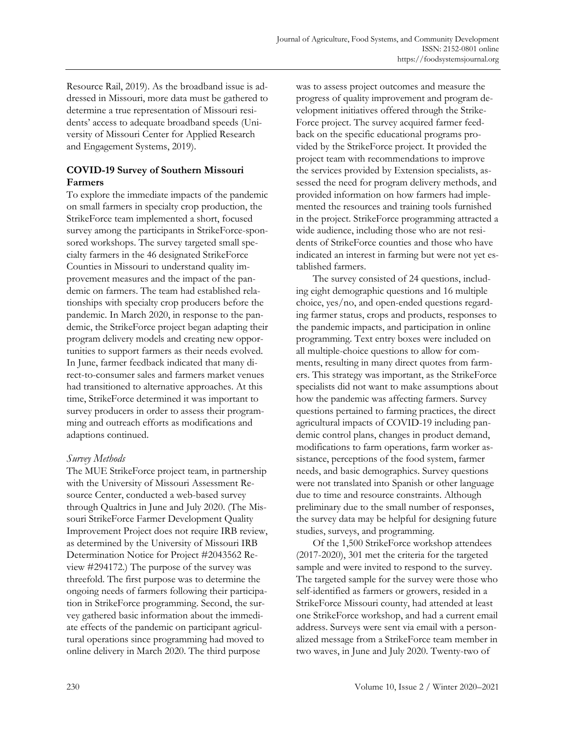Resource Rail, 2019). As the broadband issue is addressed in Missouri, more data must be gathered to determine a true representation of Missouri residents' access to adequate broadband speeds (University of Missouri Center for Applied Research and Engagement Systems, 2019).

### COVID-19 Survey of Southern Missouri Farmers

To explore the immediate impacts of the pandemic on small farmers in specialty crop production, the StrikeForce team implemented a short, focused survey among the participants in StrikeForce-sponsored workshops. The survey targeted small specialty farmers in the 46 designated StrikeForce Counties in Missouri to understand quality improvement measures and the impact of the pandemic on farmers. The team had established relationships with specialty crop producers before the pandemic. In March 2020, in response to the pandemic, the StrikeForce project began adapting their program delivery models and creating new opportunities to support farmers as their needs evolved. In June, farmer feedback indicated that many direct-to-consumer sales and farmers market venues had transitioned to alternative approaches. At this time, StrikeForce determined it was important to survey producers in order to assess their programming and outreach efforts as modifications and adaptions continued.

#### *Survey Methods*

The MUE StrikeForce project team, in partnership with the University of Missouri Assessment Resource Center, conducted a web-based survey through Qualtrics in June and July 2020. (The Missouri StrikeForce Farmer Development Quality Improvement Project does not require IRB review, as determined by the University of Missouri IRB Determination Notice for Project #2043562 Review #294172.) The purpose of the survey was threefold. The first purpose was to determine the ongoing needs of farmers following their participation in StrikeForce programming. Second, the survey gathered basic information about the immediate effects of the pandemic on participant agricultural operations since programming had moved to online delivery in March 2020. The third purpose was to assess project outcomes and measure the progress of quality improvement and program development initiatives offered through the StrikeForce project. The survey acquired farmer feedback on the specific educational programs provided by the StrikeForce project. It provided the project team with recommendations to improve the services provided by Extension specialists, assessed the need for program delivery methods, and provided information on how farmers had implemented the resources and training tools furnished in the project. StrikeForce programming attracted a wide audience, including those who are not residents of StrikeForce counties and those who have indicated an interest in farming but were not yet established farmers.

The survey consisted of 24 questions, including eight demographic questions and 16 multiple choice, yes/no, and open-ended questions regarding farmer status, crops and products, responses to the pandemic impacts, and participation in online programming. Text entry boxes were included on all multiple-choice questions to allow for comments, resulting in many direct quotes from farmers. This strategy was important, as the StrikeForce specialists did not want to make assumptions about how the pandemic was affecting farmers. Survey questions pertained to farming practices, the direct agricultural impacts of COVID-19 including pandemic control plans, changes in product demand, modifications to farm operations, farm worker assistance, perceptions of the food system, farmer needs, and basic demographics. Survey questions were not translated into Spanish or other language due to time and resource constraints. Although preliminary due to the small number of responses, the survey data may be helpful for designing future studies, surveys, and programming.

Of the 1,500 StrikeForce workshop attendees (2017-2020), 301 met the criteria for the targeted sample and were invited to respond to the survey. The targeted sample for the survey were those who self-identified as farmers or growers, resided in a StrikeForce Missouri county, had attended at least one StrikeForce workshop, and had a current email address. Surveys were sent via email with a personalized message from a StrikeForce team member in two waves, in June and July 2020. Twenty-two of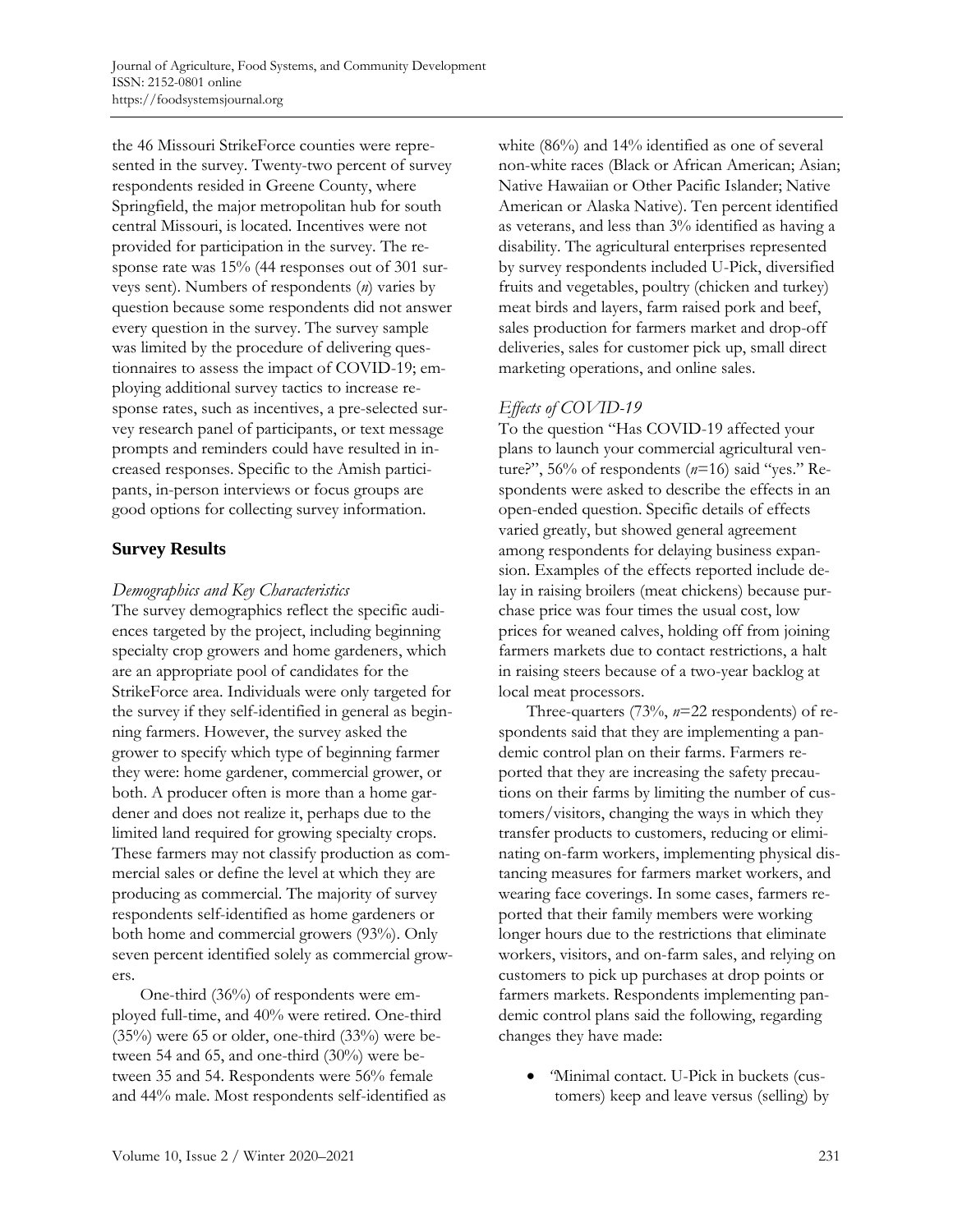the 46 Missouri StrikeForce counties were represented in the survey. Twenty-two percent of survey respondents resided in Greene County, where Springfield, the major metropolitan hub for south central Missouri, is located. Incentives were not provided for participation in the survey. The response rate was 15% (44 responses out of 301 surveys sent). Numbers of respondents (*n*) varies by question because some respondents did not answer every question in the survey. The survey sample was limited by the procedure of delivering questionnaires to assess the impact of COVID-19; employing additional survey tactics to increase response rates, such as incentives, a pre-selected survey research panel of participants, or text message prompts and reminders could have resulted in increased responses. Specific to the Amish participants, in-person interviews or focus groups are good options for collecting survey information.

## Survey Results

### *Demographics and Key Characteristics*

The survey demographics reflect the specific audiences targeted by the project, including beginning specialty crop growers and home gardeners, which are an appropriate pool of candidates for the StrikeForce area. Individuals were only targeted for the survey if they self-identified in general as beginning farmers. However, the survey asked the grower to specify which type of beginning farmer they were: home gardener, commercial grower, or both. A producer often is more than a home gardener and does not realize it, perhaps due to the limited land required for growing specialty crops. These farmers may not classify production as commercial sales or define the level at which they are producing as commercial. The majority of survey respondents self-identified as home gardeners or both home and commercial growers (93%). Only seven percent identified solely as commercial growers.

One-third (36%) of respondents were employed full-time, and 40% were retired. One-third (35%) were 65 or older, one-third (33%) were between 54 and 65, and one-third (30%) were between 35 and 54. Respondents were 56% female and 44% male. Most respondents self-identified as white (86%) and 14% identified as one of several non-white races (Black or African American; Asian; Native Hawaiian or Other Pacific Islander; Native American or Alaska Native). Ten percent identified as veterans, and less than 3% identified as having a disability. The agricultural enterprises represented by survey respondents included U-Pick, diversified fruits and vegetables, poultry (chicken and turkey) meat birds and layers, farm raised pork and beef, sales production for farmers market and drop-off deliveries, sales for customer pick up, small direct marketing operations, and online sales.

### *Effects of COVID-19*

To the question "Has COVID-19 affected your plans to launch your commercial agricultural venture?", 56% of respondents (*n*=16) said "yes." Respondents were asked to describe the effects in an open-ended question. Specific details of effects varied greatly, but showed general agreement among respondents for delaying business expansion. Examples of the effects reported include delay in raising broilers (meat chickens) because purchase price was four times the usual cost, low prices for weaned calves, holding off from joining farmers markets due to contact restrictions, a halt in raising steers because of a two-year backlog at local meat processors.

Three-quarters (73%, *n*=22 respondents) of respondents said that they are implementing a pandemic control plan on their farms. Farmers reported that they are increasing the safety precautions on their farms by limiting the number of customers/visitors, changing the ways in which they transfer products to customers, reducing or eliminating on-farm workers, implementing physical distancing measures for farmers market workers, and wearing face coverings. In some cases, farmers reported that their family members were working longer hours due to the restrictions that eliminate workers, visitors, and on-farm sales, and relying on customers to pick up purchases at drop points or farmers markets. Respondents implementing pandemic control plans said the following, regarding changes they have made:

- "Minimal contact. U-Pick in buckets (customers) keep and leave versus (selling) by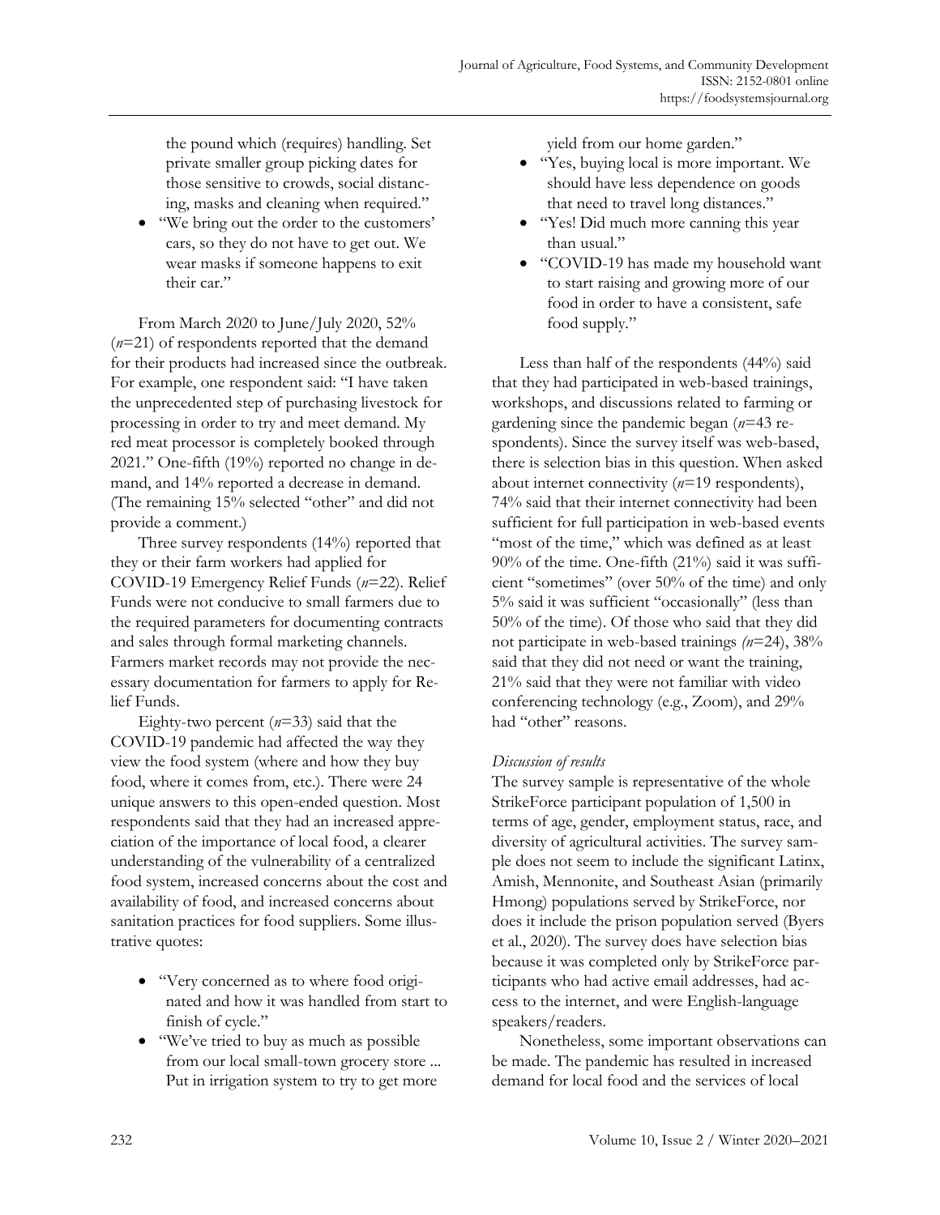the pound which (requires) handling. Set private smaller group picking dates for those sensitive to crowds, social distancing, masks and cleaning when required."

- "We bring out the order to the customers' cars, so they do not have to get out. We wear masks if someone happens to exit their car."

From March 2020 to June/July 2020, 52% (*n*=21) of respondents reported that the demand for their products had increased since the outbreak. For example, one respondent said: "I have taken the unprecedented step of purchasing livestock for processing in order to try and meet demand. My red meat processor is completely booked through 2021." One-fifth (19%) reported no change in demand, and 14% reported a decrease in demand. (The remaining 15% selected "other" and did not provide a comment.)

Three survey respondents (14%) reported that they or their farm workers had applied for COVID-19 Emergency Relief Funds (*n*=22). Relief Funds were not conducive to small farmers due to the required parameters for documenting contracts and sales through formal marketing channels. Farmers market records may not provide the necessary documentation for farmers to apply for Relief Funds.

Eighty-two percent (*n*=33) said that the COVID-19 pandemic had affected the way they view the food system (where and how they buy food, where it comes from, etc.). There were 24 unique answers to this open-ended question. Most respondents said that they had an increased appreciation of the importance of local food, a clearer understanding of the vulnerability of a centralized food system, increased concerns about the cost and availability of food, and increased concerns about sanitation practices for food suppliers. Some illustrative quotes:

- "Very concerned as to where food originated and how it was handled from start to finish of cycle."
- "We've tried to buy as much as possible from our local small-town grocery store ... Put in irrigation system to try to get more yield from our home garden."
- "Yes, buying local is more important. We should have less dependence on goods that need to travel long distances."
- "Yes! Did much more canning this year than usual."
- "COVID-19 has made my household want to start raising and growing more of our food in order to have a consistent, safe food supply."

Less than half of the respondents (44%) said that they had participated in web-based trainings, workshops, and discussions related to farming or gardening since the pandemic began (*n*=43 respondents). Since the survey itself was web-based, there is selection bias in this question. When asked about internet connectivity (*n*=19 respondents), 74% said that their internet connectivity had been sufficient for full participation in web-based events "most of the time," which was defined as at least 90% of the time. One-fifth (21%) said it was sufficient "sometimes" (over 50% of the time) and only 5% said it was sufficient "occasionally" (less than 50% of the time). Of those who said that they did not participate in web-based trainings (*n*=24), 38% said that they did not need or want the training, 21% said that they were not familiar with video conferencing technology (e.g., Zoom), and 29% had "other" reasons.

*Discussion of results*

The survey sample is representative of the whole StrikeForce participant population of 1,500 in terms of age, gender, employment status, race, and diversity of agricultural activities. The survey sample does not seem to include the significant Latinx, Amish, Mennonite, and Southeast Asian (primarily Hmong) populations served by StrikeForce, nor does it include the prison population served (Byers et al., 2020). The survey does have selection bias because it was completed only by StrikeForce participants who had active email addresses, had access to the internet, and were English-language speakers/readers.

Nonetheless, some important observations can be made. The pandemic has resulted in increased demand for local food and the services of local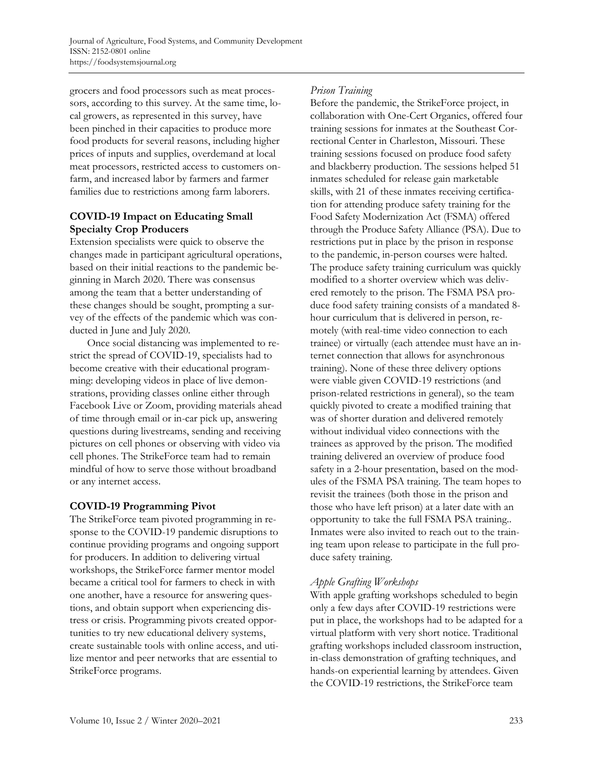grocers and food processors such as meat processors, according to this survey. At the same time, local growers, as represented in this survey, have been pinched in their capacities to produce more food products for several reasons, including higher prices of inputs and supplies, overdemand at local meat processors, restricted access to customers on-farm, and increased labor by farmers and farmer families due to restrictions among farm laborers.

### COVID-19 Impact on Educating Small Specialty Crop Producers

Extension specialists were quick to observe the changes made in participant agricultural operations, based on their initial reactions to the pandemic beginning in March 2020. There was consensus among the team that a better understanding of these changes should be sought, prompting a survey of the effects of the pandemic which was conducted in June and July 2020.

Once social distancing was implemented to restrict the spread of COVID-19, specialists had to become creative with their educational programming: developing videos in place of live demonstrations, providing classes online either through Facebook Live or Zoom, providing materials ahead of time through email or in-car pick up, answering questions during livestreams, sending and receiving pictures on cell phones or observing with video via cell phones. The StrikeForce team had to remain mindful of how to serve those without broadband or any internet access.

### COVID-19 Programming Pivot

The StrikeForce team pivoted programming in response to the COVID-19 pandemic disruptions to continue providing programs and ongoing support for producers. In addition to delivering virtual workshops, the StrikeForce farmer mentor model became a critical tool for farmers to check in with one another, have a resource for answering questions, and obtain support when experiencing distress or crisis. Programming pivots created opportunities to try new educational delivery systems, create sustainable tools with online access, and utilize mentor and peer networks that are essential to StrikeForce programs.

#### *Prison Training*

Before the pandemic, the StrikeForce project, in collaboration with One-Cert Organics, offered four training sessions for inmates at the Southeast Correctional Center in Charleston, Missouri. These training sessions focused on produce food safety and blackberry production. The sessions helped 51 inmates scheduled for release gain marketable skills, with 21 of these inmates receiving certification for attending produce safety training for the Food Safety Modernization Act (FSMA) offered through the Produce Safety Alliance (PSA). Due to restrictions put in place by the prison in response to the pandemic, in-person courses were halted. The produce safety training curriculum was quickly modified to a shorter overview which was delivered remotely to the prison. The FSMA PSA produce food safety training consists of a mandated 8-hour curriculum that is delivered in person, remotely (with real-time video connection to each trainee) or virtually (each attendee must have an internet connection that allows for asynchronous training). None of these three delivery options were viable given COVID-19 restrictions (and prison-related restrictions in general), so the team quickly pivoted to create a modified training that was of shorter duration and delivered remotely without individual video connections with the trainees as approved by the prison. The modified training delivered an overview of produce food safety in a 2-hour presentation, based on the modules of the FSMA PSA training. The team hopes to revisit the trainees (both those in the prison and those who have left prison) at a later date with an opportunity to take the full FSMA PSA training.. Inmates were also invited to reach out to the training team upon release to participate in the full produce safety training.

#### *Apple Grafting Workshops*

With apple grafting workshops scheduled to begin only a few days after COVID-19 restrictions were put in place, the workshops had to be adapted for a virtual platform with very short notice. Traditional grafting workshops included classroom instruction, in-class demonstration of grafting techniques, and hands-on experiential learning by attendees. Given the COVID-19 restrictions, the StrikeForce team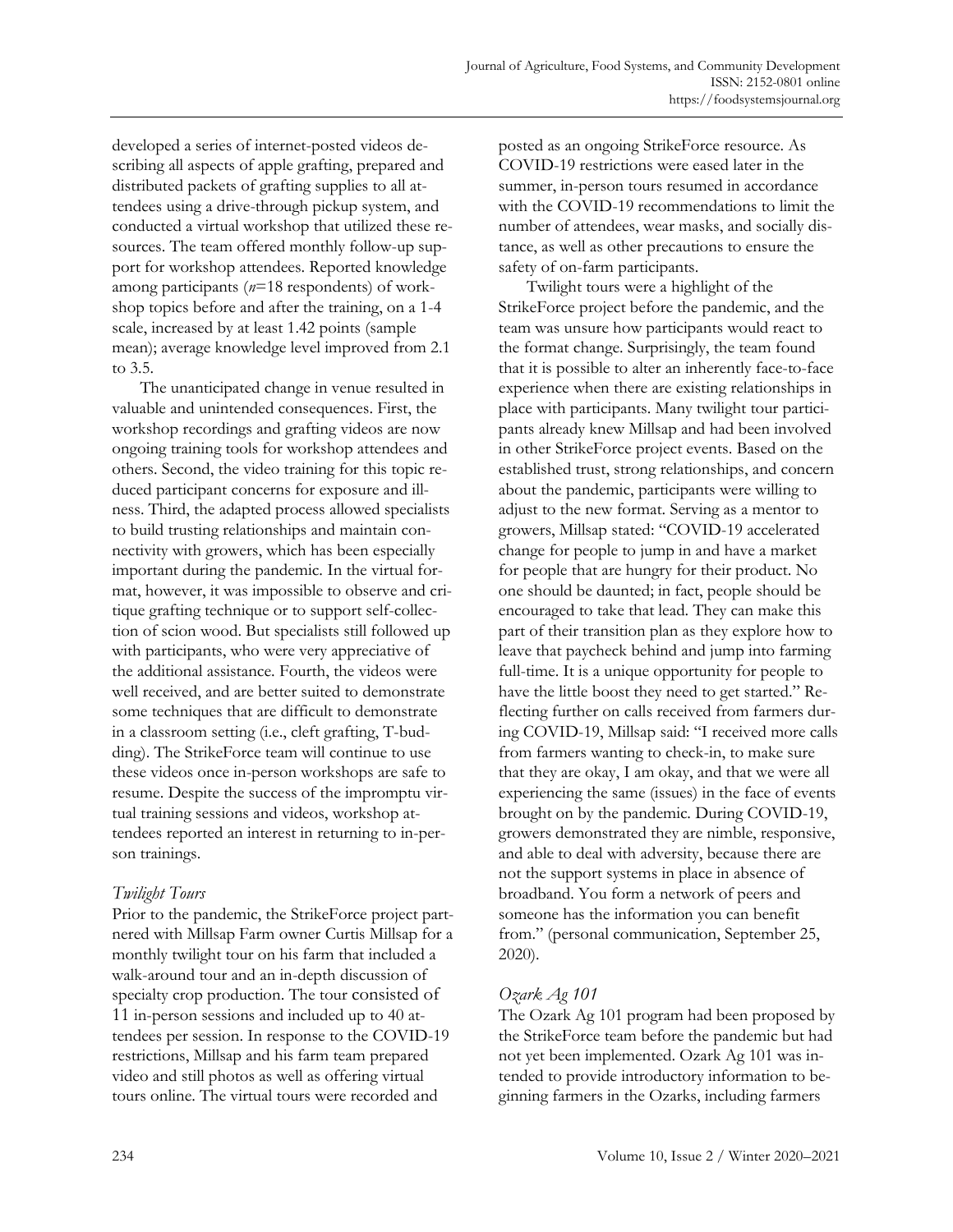developed a series of internet-posted videos describing all aspects of apple grafting, prepared and distributed packets of grafting supplies to all attendees using a drive-through pickup system, and conducted a virtual workshop that utilized these resources. The team offered monthly follow-up support for workshop attendees. Reported knowledge among participants ($n$=18 respondents) of workshop topics before and after the training, on a 1-4 scale, increased by at least 1.42 points (sample mean); average knowledge level improved from 2.1 to 3.5.

The unanticipated change in venue resulted in valuable and unintended consequences. First, the workshop recordings and grafting videos are now ongoing training tools for workshop attendees and others. Second, the video training for this topic reduced participant concerns for exposure and illness. Third, the adapted process allowed specialists to build trusting relationships and maintain connectivity with growers, which has been especially important during the pandemic. In the virtual format, however, it was impossible to observe and critique grafting technique or to support self-collection of scion wood. But specialists still followed up with participants, who were very appreciative of the additional assistance. Fourth, the videos were well received, and are better suited to demonstrate some techniques that are difficult to demonstrate in a classroom setting (i.e., cleft grafting, T-budding). The StrikeForce team will continue to use these videos once in-person workshops are safe to resume. Despite the success of the impromptu virtual training sessions and videos, workshop attendees reported an interest in returning to in-person trainings.

### *Twilight Tours*

Prior to the pandemic, the StrikeForce project partnered with Millsap Farm owner Curtis Millsap for a monthly twilight tour on his farm that included a walk-around tour and an in-depth discussion of specialty crop production. The tour consisted of 11 in-person sessions and included up to 40 attendees per session. In response to the COVID-19 restrictions, Millsap and his farm team prepared video and still photos as well as offering virtual tours online. The virtual tours were recorded and posted as an ongoing StrikeForce resource. As COVID-19 restrictions were eased later in the summer, in-person tours resumed in accordance with the COVID-19 recommendations to limit the number of attendees, wear masks, and socially distance, as well as other precautions to ensure the safety of on-farm participants.

Twilight tours were a highlight of the StrikeForce project before the pandemic, and the team was unsure how participants would react to the format change. Surprisingly, the team found that it is possible to alter an inherently face-to-face experience when there are existing relationships in place with participants. Many twilight tour participants already knew Millsap and had been involved in other StrikeForce project events. Based on the established trust, strong relationships, and concern about the pandemic, participants were willing to adjust to the new format. Serving as a mentor to growers, Millsap stated: "COVID-19 accelerated change for people to jump in and have a market for people that are hungry for their product. No one should be daunted; in fact, people should be encouraged to take that lead. They can make this part of their transition plan as they explore how to leave that paycheck behind and jump into farming full-time. It is a unique opportunity for people to have the little boost they need to get started." Reflecting further on calls received from farmers during COVID-19, Millsap said: "I received more calls from farmers wanting to check-in, to make sure that they are okay, I am okay, and that we were all experiencing the same (issues) in the face of events brought on by the pandemic. During COVID-19, growers demonstrated they are nimble, responsive, and able to deal with adversity, because there are not the support systems in place in absence of broadband. You form a network of peers and someone has the information you can benefit from." (personal communication, September 25, 2020).

### *Ozark Ag 101*

The Ozark Ag 101 program had been proposed by the StrikeForce team before the pandemic but had not yet been implemented. Ozark Ag 101 was intended to provide introductory information to beginning farmers in the Ozarks, including farmers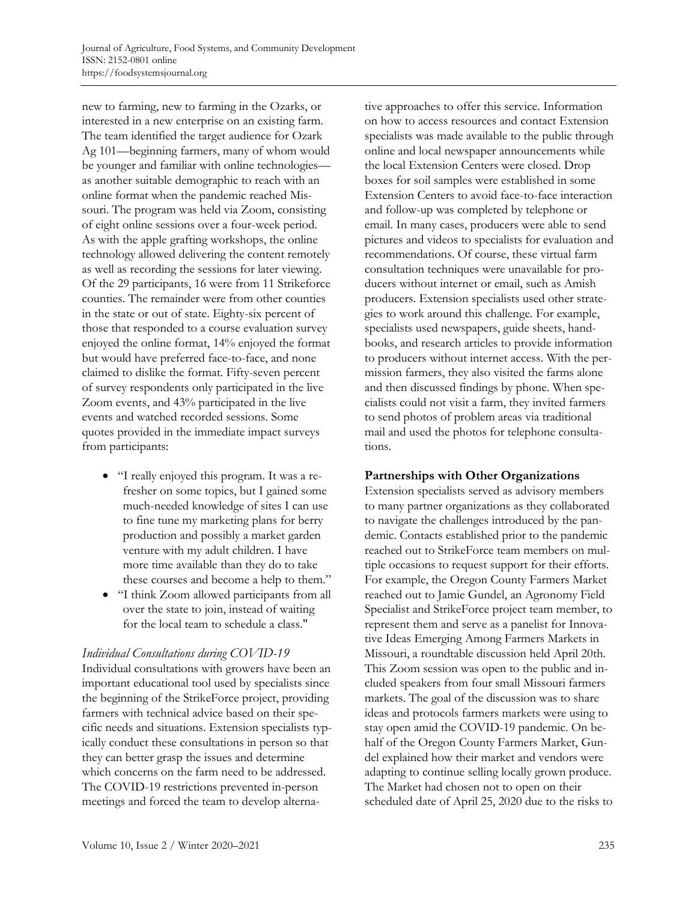new to farming, new to farming in the Ozarks, or interested in a new enterprise on an existing farm. The team identified the target audience for Ozark Ag 101—beginning farmers, many of whom would be younger and familiar with online technologies—as another suitable demographic to reach with an online format when the pandemic reached Missouri. The program was held via Zoom, consisting of eight online sessions over a four-week period. As with the apple grafting workshops, the online technology allowed delivering the content remotely as well as recording the sessions for later viewing. Of the 29 participants, 16 were from 11 Strikeforce counties. The remainder were from other counties in the state or out of state. Eighty-six percent of those that responded to a course evaluation survey enjoyed the online format, 14% enjoyed the format but would have preferred face-to-face, and none claimed to dislike the format. Fifty-seven percent of survey respondents only participated in the live Zoom events, and 43% participated in the live events and watched recorded sessions. Some quotes provided in the immediate impact surveys from participants:

- "I really enjoyed this program. It was a refresher on some topics, but I gained some much-needed knowledge of sites I can use to fine tune my marketing plans for berry production and possibly a market garden venture with my adult children. I have more time available than they do to take these courses and become a help to them."
- "I think Zoom allowed participants from all over the state to join, instead of waiting for the local team to schedule a class."

### *Individual Consultations during COVID-19*

Individual consultations with growers have been an important educational tool used by specialists since the beginning of the StrikeForce project, providing farmers with technical advice based on their specific needs and situations. Extension specialists typically conduct these consultations in person so that they can better grasp the issues and determine which concerns on the farm need to be addressed. The COVID-19 restrictions prevented in-person meetings and forced the team to develop alternative approaches to offer this service. Information on how to access resources and contact Extension specialists was made available to the public through online and local newspaper announcements while the local Extension Centers were closed. Drop boxes for soil samples were established in some Extension Centers to avoid face-to-face interaction and follow-up was completed by telephone or email. In many cases, producers were able to send pictures and videos to specialists for evaluation and recommendations. Of course, these virtual farm consultation techniques were unavailable for producers without internet or email, such as Amish producers. Extension specialists used other strategies to work around this challenge. For example, specialists used newspapers, guide sheets, handbooks, and research articles to provide information to producers without internet access. With the permission farmers, they also visited the farms alone and then discussed findings by phone. When specialists could not visit a farm, they invited farmers to send photos of problem areas via traditional mail and used the photos for telephone consultations.

### **Partnerships with Other Organizations**

Extension specialists served as advisory members to many partner organizations as they collaborated to navigate the challenges introduced by the pandemic. Contacts established prior to the pandemic reached out to StrikeForce team members on multiple occasions to request support for their efforts. For example, the Oregon County Farmers Market reached out to Jamie Gundel, an Agronomy Field Specialist and StrikeForce project team member, to represent them and serve as a panelist for Innovative Ideas Emerging Among Farmers Markets in Missouri, a roundtable discussion held April 20th. This Zoom session was open to the public and included speakers from four small Missouri farmers markets. The goal of the discussion was to share ideas and protocols farmers markets were using to stay open amid the COVID-19 pandemic. On behalf of the Oregon County Farmers Market, Gundel explained how their market and vendors were adapting to continue selling locally grown produce. The Market had chosen not to open on their scheduled date of April 25, 2020 due to the risks to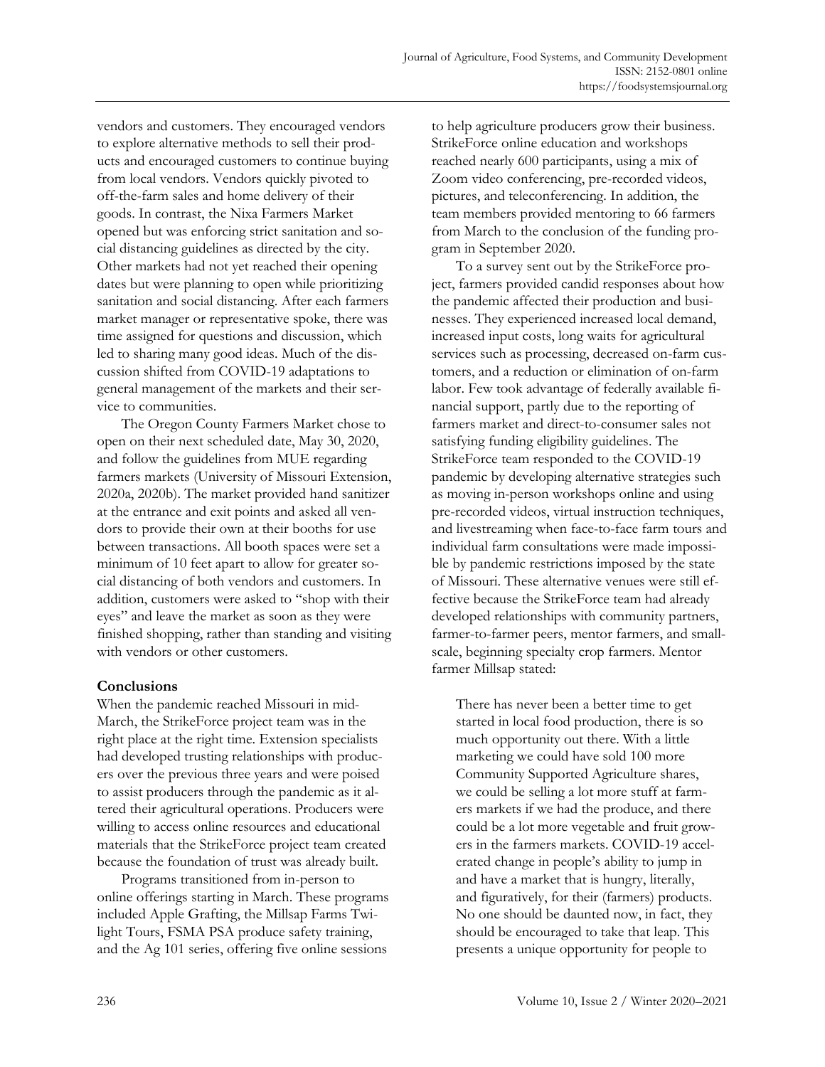vendors and customers. They encouraged vendors to explore alternative methods to sell their products and encouraged customers to continue buying from local vendors. Vendors quickly pivoted to off-the-farm sales and home delivery of their goods. In contrast, the Nixa Farmers Market opened but was enforcing strict sanitation and social distancing guidelines as directed by the city. Other markets had not yet reached their opening dates but were planning to open while prioritizing sanitation and social distancing. After each farmers market manager or representative spoke, there was time assigned for questions and discussion, which led to sharing many good ideas. Much of the discussion shifted from COVID-19 adaptations to general management of the markets and their service to communities.

The Oregon County Farmers Market chose to open on their next scheduled date, May 30, 2020, and follow the guidelines from MUE regarding farmers markets (University of Missouri Extension, 2020a, 2020b). The market provided hand sanitizer at the entrance and exit points and asked all vendors to provide their own at their booths for use between transactions. All booth spaces were set a minimum of 10 feet apart to allow for greater social distancing of both vendors and customers. In addition, customers were asked to "shop with their eyes" and leave the market as soon as they were finished shopping, rather than standing and visiting with vendors or other customers.

## Conclusions

When the pandemic reached Missouri in mid-March, the StrikeForce project team was in the right place at the right time. Extension specialists had developed trusting relationships with producers over the previous three years and were poised to assist producers through the pandemic as it altered their agricultural operations. Producers were willing to access online resources and educational materials that the StrikeForce project team created because the foundation of trust was already built.

Programs transitioned from in-person to online offerings starting in March. These programs included Apple Grafting, the Millsap Farms Twilight Tours, FSMA PSA produce safety training, and the Ag 101 series, offering five online sessions to help agriculture producers grow their business. StrikeForce online education and workshops reached nearly 600 participants, using a mix of Zoom video conferencing, pre-recorded videos, pictures, and teleconferencing. In addition, the team members provided mentoring to 66 farmers from March to the conclusion of the funding program in September 2020.

To a survey sent out by the StrikeForce project, farmers provided candid responses about how the pandemic affected their production and businesses. They experienced increased local demand, increased input costs, long waits for agricultural services such as processing, decreased on-farm customers, and a reduction or elimination of on-farm labor. Few took advantage of federally available financial support, partly due to the reporting of farmers market and direct-to-consumer sales not satisfying funding eligibility guidelines. The StrikeForce team responded to the COVID-19 pandemic by developing alternative strategies such as moving in-person workshops online and using pre-recorded videos, virtual instruction techniques, and livestreaming when face-to-face farm tours and individual farm consultations were made impossible by pandemic restrictions imposed by the state of Missouri. These alternative venues were still effective because the StrikeForce team had already developed relationships with community partners, farmer-to-farmer peers, mentor farmers, and small-scale, beginning specialty crop farmers. Mentor farmer Millsap stated:

> There has never been a better time to get started in local food production, there is so much opportunity out there. With a little marketing we could have sold 100 more Community Supported Agriculture shares, we could be selling a lot more stuff at farmers markets if we had the produce, and there could be a lot more vegetable and fruit growers in the farmers markets. COVID-19 accelerated change in people's ability to jump in and have a market that is hungry, literally, and figuratively, for their (farmers) products. No one should be daunted now, in fact, they should be encouraged to take that leap. This presents a unique opportunity for people to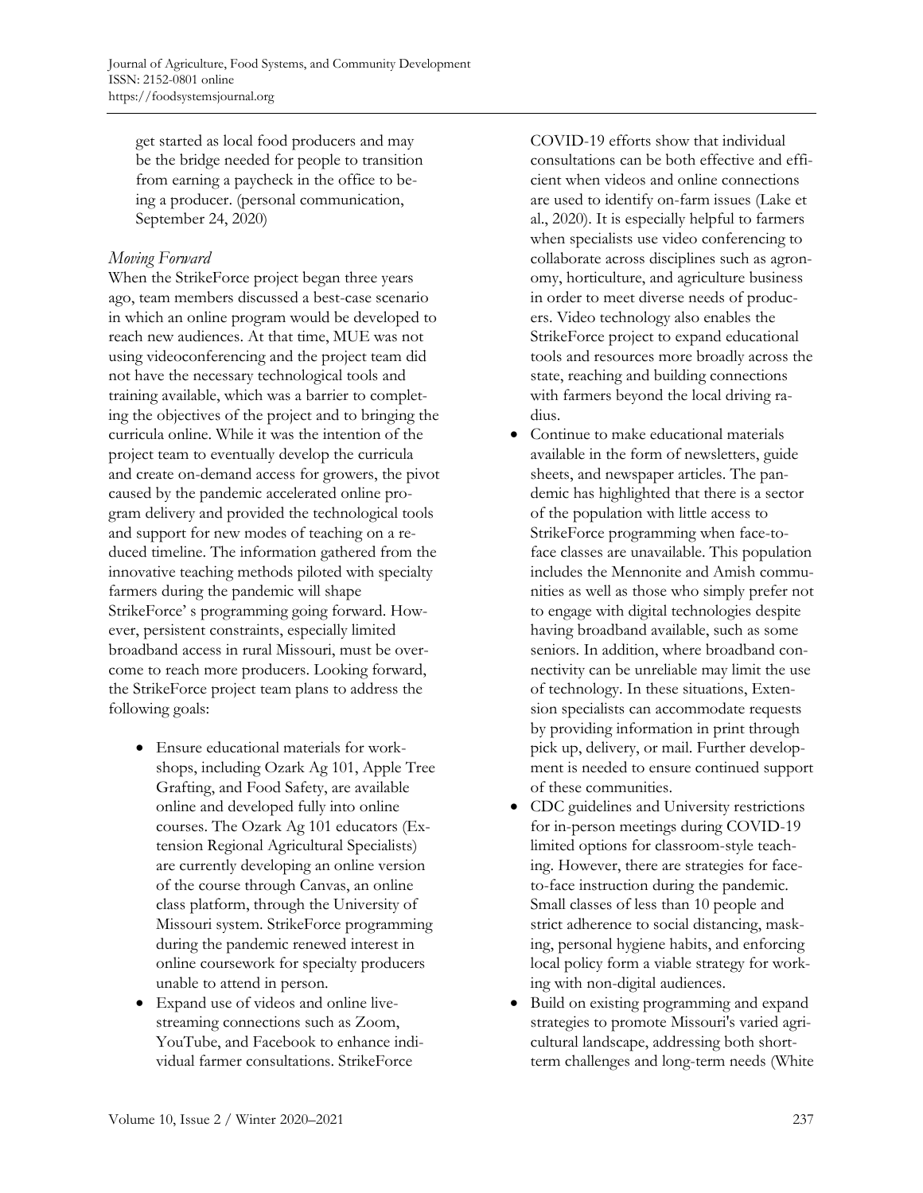get started as local food producers and may be the bridge needed for people to transition from earning a paycheck in the office to being a producer. (personal communication, September 24, 2020)

### *Moving Forward*

When the StrikeForce project began three years ago, team members discussed a best-case scenario in which an online program would be developed to reach new audiences. At that time, MUE was not using videoconferencing and the project team did not have the necessary technological tools and training available, which was a barrier to completing the objectives of the project and to bringing the curricula online. While it was the intention of the project team to eventually develop the curricula and create on-demand access for growers, the pivot caused by the pandemic accelerated online program delivery and provided the technological tools and support for new modes of teaching on a reduced timeline. The information gathered from the innovative teaching methods piloted with specialty farmers during the pandemic will shape StrikeForce' s programming going forward. However, persistent constraints, especially limited broadband access in rural Missouri, must be overcome to reach more producers. Looking forward, the StrikeForce project team plans to address the following goals:

- Ensure educational materials for workshops, including Ozark Ag 101, Apple Tree Grafting, and Food Safety, are available online and developed fully into online courses. The Ozark Ag 101 educators (Extension Regional Agricultural Specialists) are currently developing an online version of the course through Canvas, an online class platform, through the University of Missouri system. StrikeForce programming during the pandemic renewed interest in online coursework for specialty producers unable to attend in person.
- Expand use of videos and online live-streaming connections such as Zoom, YouTube, and Facebook to enhance individual farmer consultations. StrikeForce COVID-19 efforts show that individual consultations can be both effective and efficient when videos and online connections are used to identify on-farm issues (Lake et al., 2020). It is especially helpful to farmers when specialists use video conferencing to collaborate across disciplines such as agronomy, horticulture, and agriculture business in order to meet diverse needs of producers. Video technology also enables the StrikeForce project to expand educational tools and resources more broadly across the state, reaching and building connections with farmers beyond the local driving radius.
- Continue to make educational materials available in the form of newsletters, guide sheets, and newspaper articles. The pandemic has highlighted that there is a sector of the population with little access to StrikeForce programming when face-to-face classes are unavailable. This population includes the Mennonite and Amish communities as well as those who simply prefer not to engage with digital technologies despite having broadband available, such as some seniors. In addition, where broadband connectivity can be unreliable may limit the use of technology. In these situations, Extension specialists can accommodate requests by providing information in print through pick up, delivery, or mail. Further development is needed to ensure continued support of these communities.
- CDC guidelines and University restrictions for in-person meetings during COVID-19 limited options for classroom-style teaching. However, there are strategies for face-to-face instruction during the pandemic. Small classes of less than 10 people and strict adherence to social distancing, masking, personal hygiene habits, and enforcing local policy form a viable strategy for working with non-digital audiences.
- Build on existing programming and expand strategies to promote Missouri's varied agricultural landscape, addressing both short-term challenges and long-term needs (White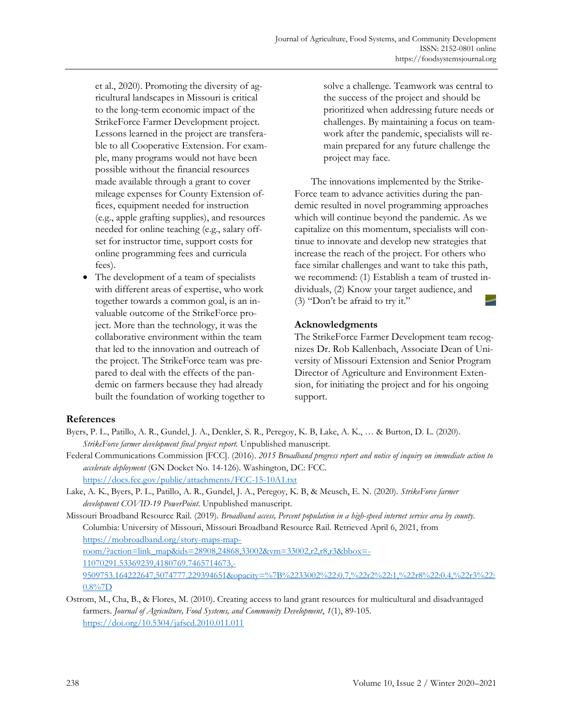et al., 2020). Promoting the diversity of agricultural landscapes in Missouri is critical to the long-term economic impact of the StrikeForce Farmer Development project. Lessons learned in the project are transferable to all Cooperative Extension. For example, many programs would not have been possible without the financial resources made available through a grant to cover mileage expenses for County Extension offices, equipment needed for instruction (e.g., apple grafting supplies), and resources needed for online teaching (e.g., salary offset for instructor time, support costs for online programming fees and curricula fees).

- The development of a team of specialists with different areas of expertise, who work together towards a common goal, is an invaluable outcome of the StrikeForce project. More than the technology, it was the collaborative environment within the team that led to the innovation and outreach of the project. The StrikeForce team was prepared to deal with the effects of the pandemic on farmers because they had already built the foundation of working together to solve a challenge. Teamwork was central to the success of the project and should be prioritized when addressing future needs or challenges. By maintaining a focus on teamwork after the pandemic, specialists will remain prepared for any future challenge the project may face.

The innovations implemented by the StrikeForce team to advance activities during the pandemic resulted in novel programming approaches which will continue beyond the pandemic. As we capitalize on this momentum, specialists will continue to innovate and develop new strategies that increase the reach of the project. For others who face similar challenges and want to take this path, we recommend: (1) Establish a team of trusted individuals, (2) Know your target audience, and (3) "Don't be afraid to try it."

## Acknowledgments

The StrikeForce Farmer Development team recognizes Dr. Rob Kallenbach, Associate Dean of University of Missouri Extension and Senior Program Director of Agriculture and Environment Extension, for initiating the project and for his ongoing support.

## References

Byers, P. L., Patillo, A. R., Gundel, J. A., Denkler, S. R., Peregoy, K. B, Lake, A. K., … & Burton, D. L. (2020). *StrikeForce farmer development final project report.* Unpublished manuscript.

Federal Communications Commission [FCC]. (2016). *2015 Broadband progress report and notice of inquiry on immediate action to accelerate deployment* (GN Docket No. 14-126). Washington, DC: FCC. https://docs.fcc.gov/public/attachments/FCC-15-10A1.txt

Lake, A. K., Byers, P. L., Patillo, A. R., Gundel, J. A., Peregoy, K. B, & Meusch, E. N. (2020). *StrikeForce farmer development COVID-19 PowerPoint.* Unpublished manuscript.

Missouri Broadband Resource Rail. (2019). *Broadband access, Percent population in a high-speed internet service area by county.* Columbia: University of Missouri, Missouri Broadband Resource Rail. Retrieved April 6, 2021, from https://mobroadband.org/story-maps-map-room/?action=link_map&ids=28908,24868,33002&vm=33002,r2,r8,r3&bbox=-11070291.53369239,4180769.7465714673,-9509753.164222647,5074777.229394651&opacity=%7B%2233002%22:0.7,%22r2%22:1,%22r8%22:0.4,%22r3%22:0.8%7D

Ostrom, M., Cha, B., & Flores, M. (2010). Creating access to land grant resources for multicultural and disadvantaged farmers. *Journal of Agriculture, Food Systems, and Community Development*, *1*(1), 89-105. https://doi.org/10.5304/jafscd.2010.011.011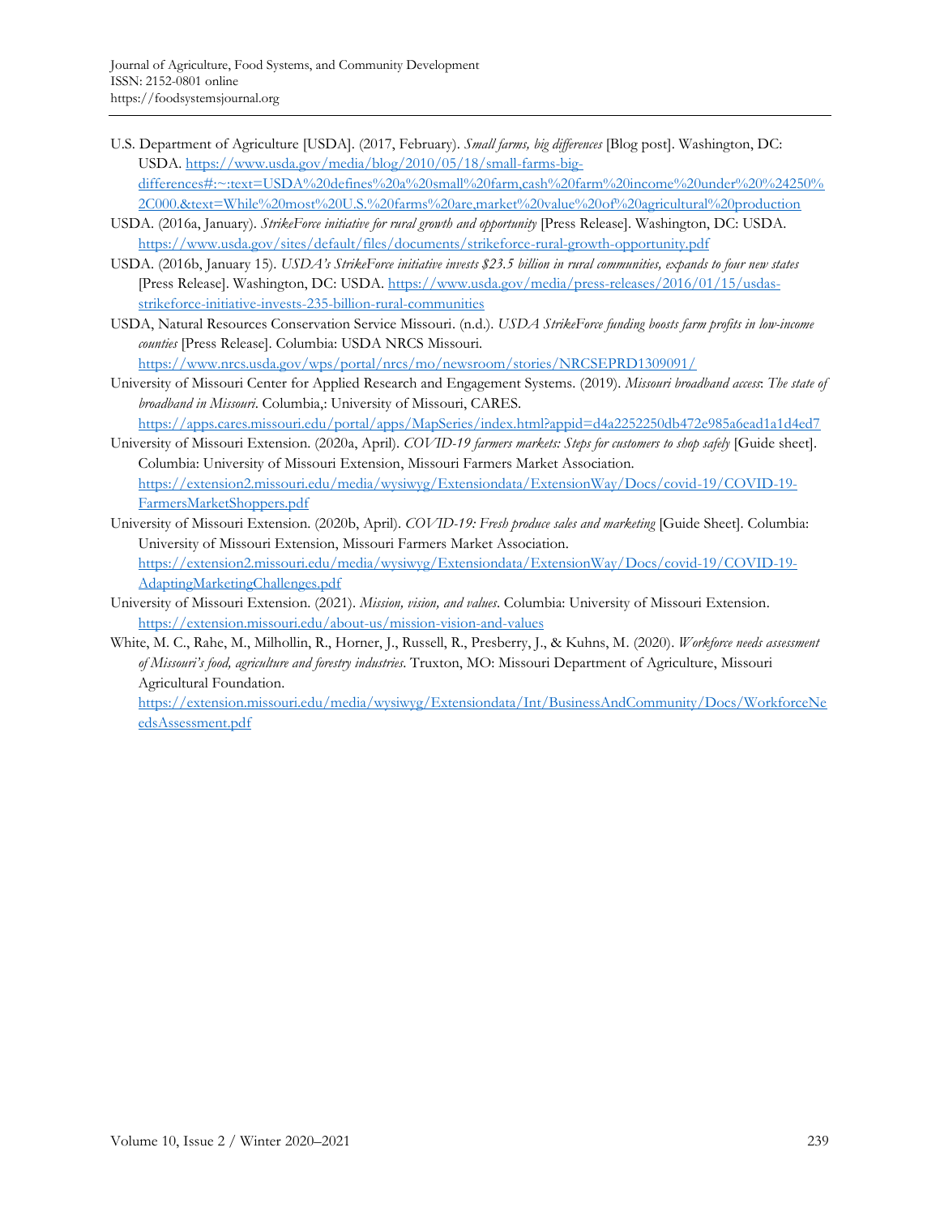U.S. Department of Agriculture [USDA]. (2017, February). *Small farms, big differences* [Blog post]. Washington, DC: USDA. https://www.usda.gov/media/blog/2010/05/18/small-farms-big-differences#:~:text=USDA%20defines%20a%20small%20farm,cash%20farm%20income%20under%20%24250%2C000.&text=While%20most%20U.S.%20farms%20are,market%20value%20of%20agricultural%20production

USDA. (2016a, January). *StrikeForce initiative for rural growth and opportunity* [Press Release]. Washington, DC: USDA. https://www.usda.gov/sites/default/files/documents/strikeforce-rural-growth-opportunity.pdf

USDA. (2016b, January 15). *USDA's StrikeForce initiative invests $23.5 billion in rural communities, expands to four new states* [Press Release]. Washington, DC: USDA. https://www.usda.gov/media/press-releases/2016/01/15/usdas-strikeforce-initiative-invests-235-billion-rural-communities

USDA, Natural Resources Conservation Service Missouri. (n.d.). *USDA StrikeForce funding boosts farm profits in low-income counties* [Press Release]. Columbia: USDA NRCS Missouri. https://www.nrcs.usda.gov/wps/portal/nrcs/mo/newsroom/stories/NRCSEPRD1309091/

University of Missouri Center for Applied Research and Engagement Systems. (2019). *Missouri broadband access*: *The state of broadband in Missouri*. Columbia,: University of Missouri, CARES. https://apps.cares.missouri.edu/portal/apps/MapSeries/index.html?appid=d4a2252250db472e985a6ead1a1d4ed7

University of Missouri Extension. (2020a, April). *COVID-19 farmers markets: Steps for customers to shop safely* [Guide sheet]. Columbia: University of Missouri Extension, Missouri Farmers Market Association. https://extension2.missouri.edu/media/wysiwyg/Extensiondata/ExtensionWay/Docs/covid-19/COVID-19-FarmersMarketShoppers.pdf

University of Missouri Extension. (2020b, April). *COVID-19: Fresh produce sales and marketing* [Guide Sheet]. Columbia: University of Missouri Extension, Missouri Farmers Market Association. https://extension2.missouri.edu/media/wysiwyg/Extensiondata/ExtensionWay/Docs/covid-19/COVID-19-AdaptingMarketingChallenges.pdf

University of Missouri Extension. (2021). *Mission, vision, and values*. Columbia: University of Missouri Extension. https://extension.missouri.edu/about-us/mission-vision-and-values

White, M. C., Rahe, M., Milhollin, R., Horner, J., Russell, R., Presberry, J., & Kuhns, M. (2020). *Workforce needs assessment of Missouri's food, agriculture and forestry industries*. Truxton, MO: Missouri Department of Agriculture, Missouri Agricultural Foundation. https://extension.missouri.edu/media/wysiwyg/Extensiondata/Int/BusinessAndCommunity/Docs/WorkforceNeedsAssessment.pdf